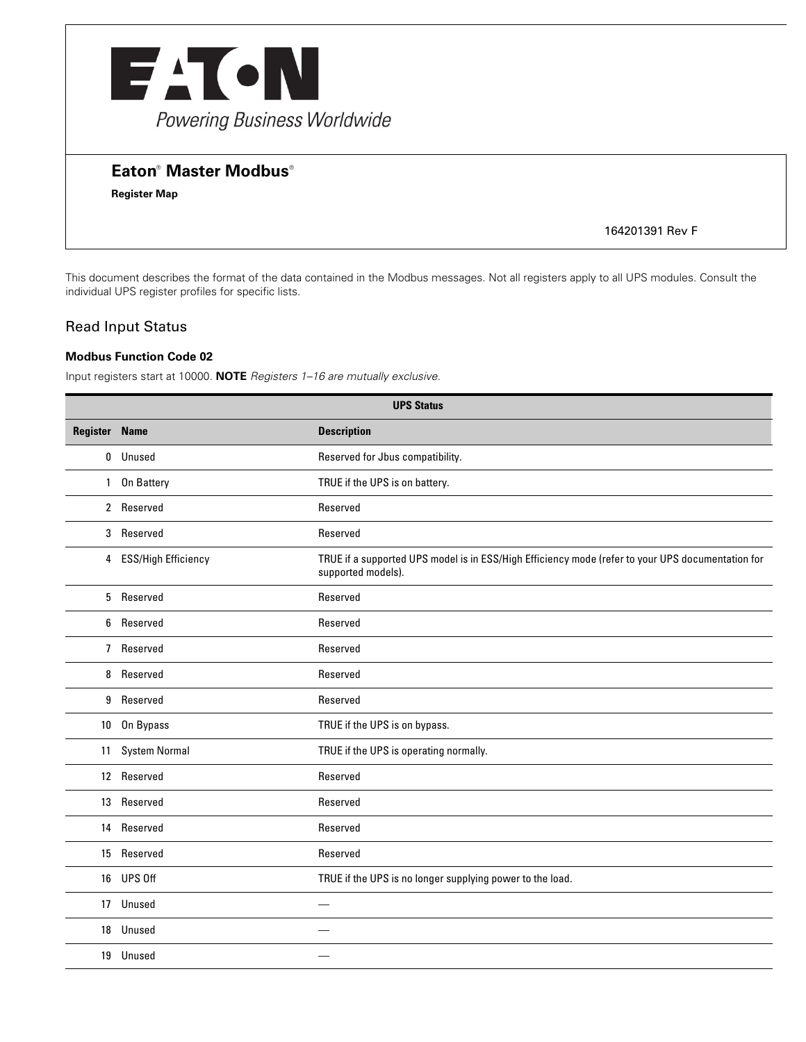# Eaton® Master Modbus®

**Register Map**

164201391 Rev F

This document describes the format of the data contained in the Modbus messages. Not all registers apply to all UPS modules. Consult the individual UPS register profiles for specific lists.

## Read Input Status

### Modbus Function Code 02

Input registers start at 10000. **NOTE** *Registers 1–16 are mutually exclusive.*

| UPS Status | | |
|---|---|---|
| **Register** | **Name** | **Description** |
| 0 | Unused | Reserved for Jbus compatibility. |
| 1 | On Battery | TRUE if the UPS is on battery. |
| 2 | Reserved | Reserved |
| 3 | Reserved | Reserved |
| 4 | ESS/High Efficiency | TRUE if a supported UPS model is in ESS/High Efficiency mode (refer to your UPS documentation for supported models). |
| 5 | Reserved | Reserved |
| 6 | Reserved | Reserved |
| 7 | Reserved | Reserved |
| 8 | Reserved | Reserved |
| 9 | Reserved | Reserved |
| 10 | On Bypass | TRUE if the UPS is on bypass. |
| 11 | System Normal | TRUE if the UPS is operating normally. |
| 12 | Reserved | Reserved |
| 13 | Reserved | Reserved |
| 14 | Reserved | Reserved |
| 15 | Reserved | Reserved |
| 16 | UPS Off | TRUE if the UPS is no longer supplying power to the load. |
| 17 | Unused | — |
| 18 | Unused | — |
| 19 | Unused | — |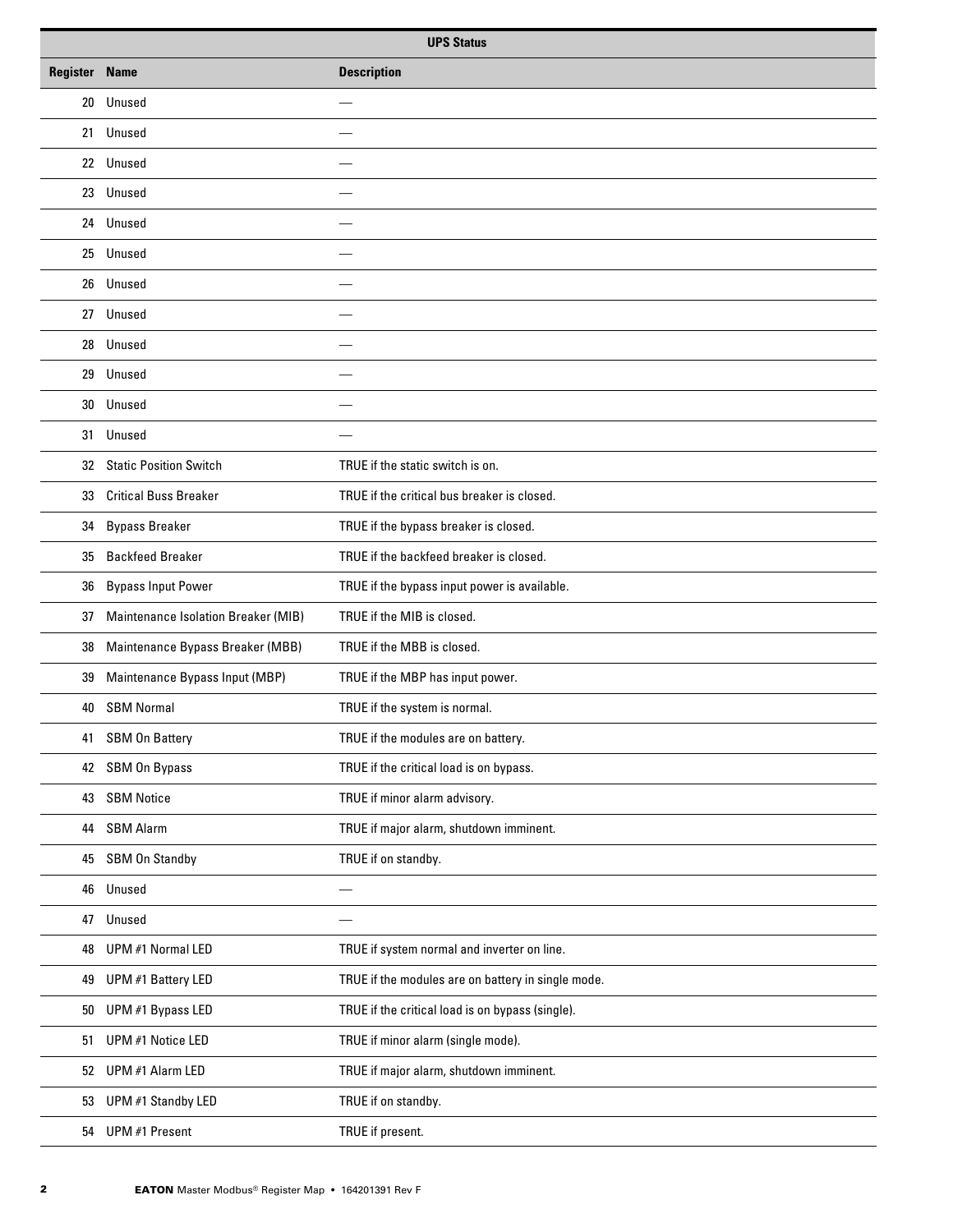| UPS Status | | |
|---|---|---|
| **Register** | **Name** | **Description** |
| 20 | Unused | — |
| 21 | Unused | — |
| 22 | Unused | — |
| 23 | Unused | — |
| 24 | Unused | — |
| 25 | Unused | — |
| 26 | Unused | — |
| 27 | Unused | — |
| 28 | Unused | — |
| 29 | Unused | — |
| 30 | Unused | — |
| 31 | Unused | — |
| 32 | Static Position Switch | TRUE if the static switch is on. |
| 33 | Critical Buss Breaker | TRUE if the critical bus breaker is closed. |
| 34 | Bypass Breaker | TRUE if the bypass breaker is closed. |
| 35 | Backfeed Breaker | TRUE if the backfeed breaker is closed. |
| 36 | Bypass Input Power | TRUE if the bypass input power is available. |
| 37 | Maintenance Isolation Breaker (MIB) | TRUE if the MIB is closed. |
| 38 | Maintenance Bypass Breaker (MBB) | TRUE if the MBB is closed. |
| 39 | Maintenance Bypass Input (MBP) | TRUE if the MBP has input power. |
| 40 | SBM Normal | TRUE if the system is normal. |
| 41 | SBM On Battery | TRUE if the modules are on battery. |
| 42 | SBM On Bypass | TRUE if the critical load is on bypass. |
| 43 | SBM Notice | TRUE if minor alarm advisory. |
| 44 | SBM Alarm | TRUE if major alarm, shutdown imminent. |
| 45 | SBM On Standby | TRUE if on standby. |
| 46 | Unused | — |
| 47 | Unused | — |
| 48 | UPM #1 Normal LED | TRUE if system normal and inverter on line. |
| 49 | UPM #1 Battery LED | TRUE if the modules are on battery in single mode. |
| 50 | UPM #1 Bypass LED | TRUE if the critical load is on bypass (single). |
| 51 | UPM #1 Notice LED | TRUE if minor alarm (single mode). |
| 52 | UPM #1 Alarm LED | TRUE if major alarm, shutdown imminent. |
| 53 | UPM #1 Standby LED | TRUE if on standby. |
| 54 | UPM #1 Present | TRUE if present. |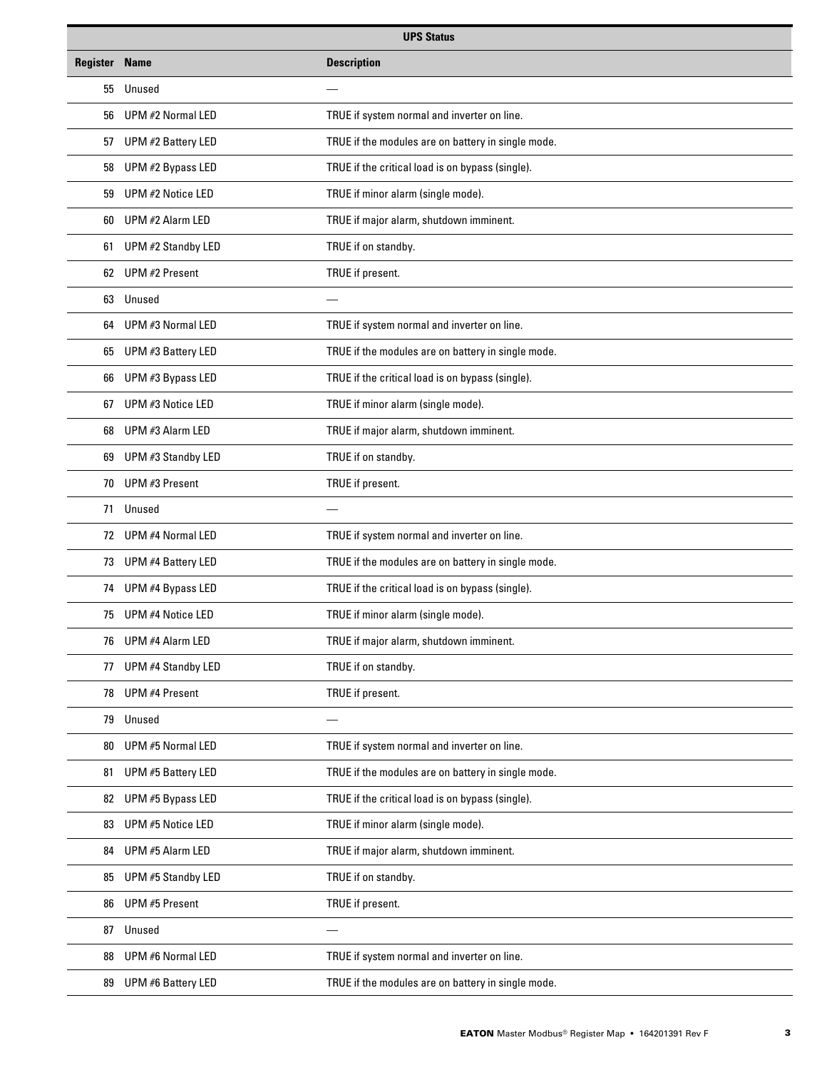| UPS Status | | |
|---|---|---|
| **Register** | **Name** | **Description** |
| 55 | Unused | — |
| 56 | UPM #2 Normal LED | TRUE if system normal and inverter on line. |
| 57 | UPM #2 Battery LED | TRUE if the modules are on battery in single mode. |
| 58 | UPM #2 Bypass LED | TRUE if the critical load is on bypass (single). |
| 59 | UPM #2 Notice LED | TRUE if minor alarm (single mode). |
| 60 | UPM #2 Alarm LED | TRUE if major alarm, shutdown imminent. |
| 61 | UPM #2 Standby LED | TRUE if on standby. |
| 62 | UPM #2 Present | TRUE if present. |
| 63 | Unused | — |
| 64 | UPM #3 Normal LED | TRUE if system normal and inverter on line. |
| 65 | UPM #3 Battery LED | TRUE if the modules are on battery in single mode. |
| 66 | UPM #3 Bypass LED | TRUE if the critical load is on bypass (single). |
| 67 | UPM #3 Notice LED | TRUE if minor alarm (single mode). |
| 68 | UPM #3 Alarm LED | TRUE if major alarm, shutdown imminent. |
| 69 | UPM #3 Standby LED | TRUE if on standby. |
| 70 | UPM #3 Present | TRUE if present. |
| 71 | Unused | — |
| 72 | UPM #4 Normal LED | TRUE if system normal and inverter on line. |
| 73 | UPM #4 Battery LED | TRUE if the modules are on battery in single mode. |
| 74 | UPM #4 Bypass LED | TRUE if the critical load is on bypass (single). |
| 75 | UPM #4 Notice LED | TRUE if minor alarm (single mode). |
| 76 | UPM #4 Alarm LED | TRUE if major alarm, shutdown imminent. |
| 77 | UPM #4 Standby LED | TRUE if on standby. |
| 78 | UPM #4 Present | TRUE if present. |
| 79 | Unused | — |
| 80 | UPM #5 Normal LED | TRUE if system normal and inverter on line. |
| 81 | UPM #5 Battery LED | TRUE if the modules are on battery in single mode. |
| 82 | UPM #5 Bypass LED | TRUE if the critical load is on bypass (single). |
| 83 | UPM #5 Notice LED | TRUE if minor alarm (single mode). |
| 84 | UPM #5 Alarm LED | TRUE if major alarm, shutdown imminent. |
| 85 | UPM #5 Standby LED | TRUE if on standby. |
| 86 | UPM #5 Present | TRUE if present. |
| 87 | Unused | — |
| 88 | UPM #6 Normal LED | TRUE if system normal and inverter on line. |
| 89 | UPM #6 Battery LED | TRUE if the modules are on battery in single mode. |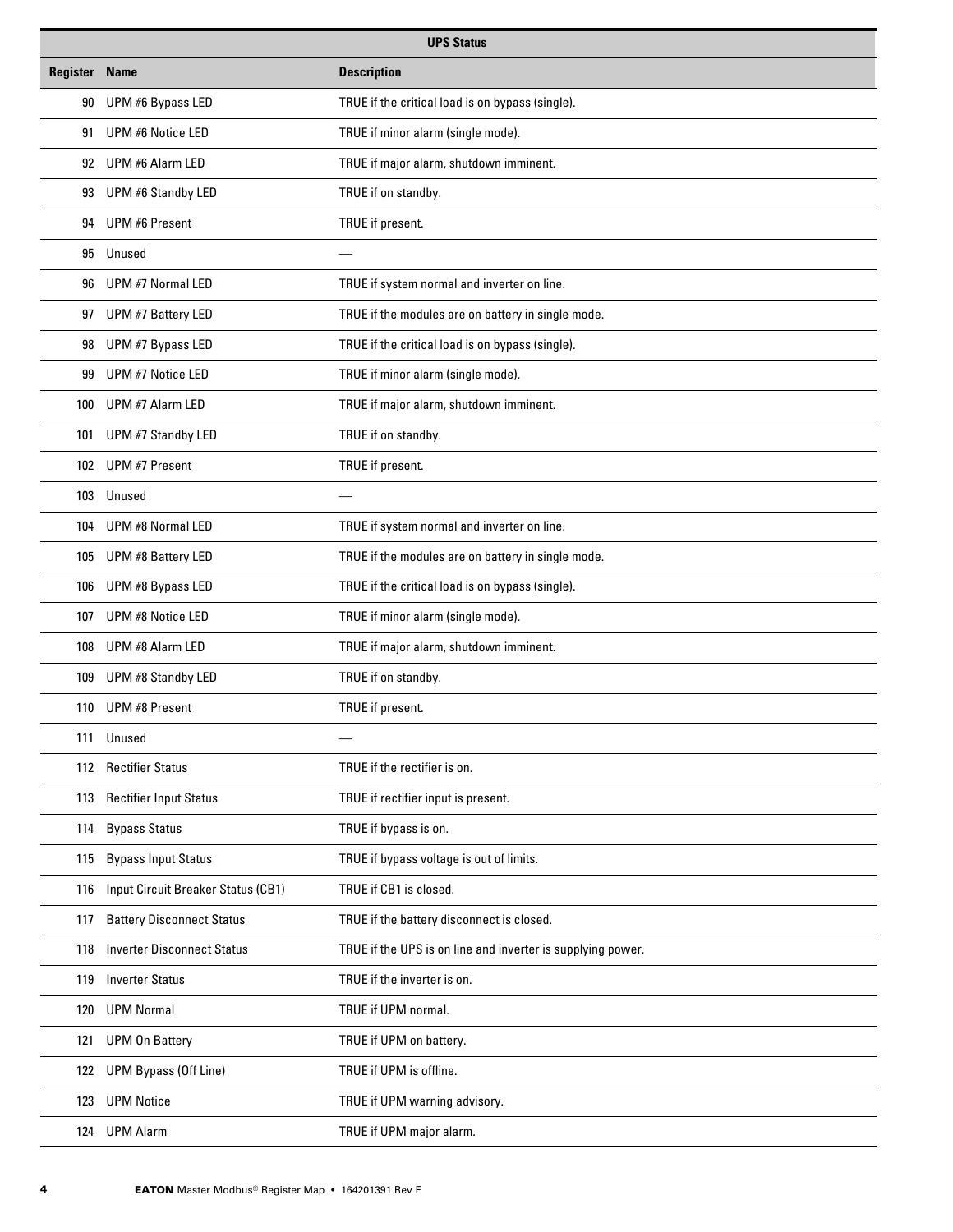| UPS Status | | |
|---|---|---|
| **Register** | **Name** | **Description** |
| 90 | UPM #6 Bypass LED | TRUE if the critical load is on bypass (single). |
| 91 | UPM #6 Notice LED | TRUE if minor alarm (single mode). |
| 92 | UPM #6 Alarm LED | TRUE if major alarm, shutdown imminent. |
| 93 | UPM #6 Standby LED | TRUE if on standby. |
| 94 | UPM #6 Present | TRUE if present. |
| 95 | Unused | — |
| 96 | UPM #7 Normal LED | TRUE if system normal and inverter on line. |
| 97 | UPM #7 Battery LED | TRUE if the modules are on battery in single mode. |
| 98 | UPM #7 Bypass LED | TRUE if the critical load is on bypass (single). |
| 99 | UPM #7 Notice LED | TRUE if minor alarm (single mode). |
| 100 | UPM #7 Alarm LED | TRUE if major alarm, shutdown imminent. |
| 101 | UPM #7 Standby LED | TRUE if on standby. |
| 102 | UPM #7 Present | TRUE if present. |
| 103 | Unused | — |
| 104 | UPM #8 Normal LED | TRUE if system normal and inverter on line. |
| 105 | UPM #8 Battery LED | TRUE if the modules are on battery in single mode. |
| 106 | UPM #8 Bypass LED | TRUE if the critical load is on bypass (single). |
| 107 | UPM #8 Notice LED | TRUE if minor alarm (single mode). |
| 108 | UPM #8 Alarm LED | TRUE if major alarm, shutdown imminent. |
| 109 | UPM #8 Standby LED | TRUE if on standby. |
| 110 | UPM #8 Present | TRUE if present. |
| 111 | Unused | — |
| 112 | Rectifier Status | TRUE if the rectifier is on. |
| 113 | Rectifier Input Status | TRUE if rectifier input is present. |
| 114 | Bypass Status | TRUE if bypass is on. |
| 115 | Bypass Input Status | TRUE if bypass voltage is out of limits. |
| 116 | Input Circuit Breaker Status (CB1) | TRUE if CB1 is closed. |
| 117 | Battery Disconnect Status | TRUE if the battery disconnect is closed. |
| 118 | Inverter Disconnect Status | TRUE if the UPS is on line and inverter is supplying power. |
| 119 | Inverter Status | TRUE if the inverter is on. |
| 120 | UPM Normal | TRUE if UPM normal. |
| 121 | UPM On Battery | TRUE if UPM on battery. |
| 122 | UPM Bypass (Off Line) | TRUE if UPM is offline. |
| 123 | UPM Notice | TRUE if UPM warning advisory. |
| 124 | UPM Alarm | TRUE if UPM major alarm. |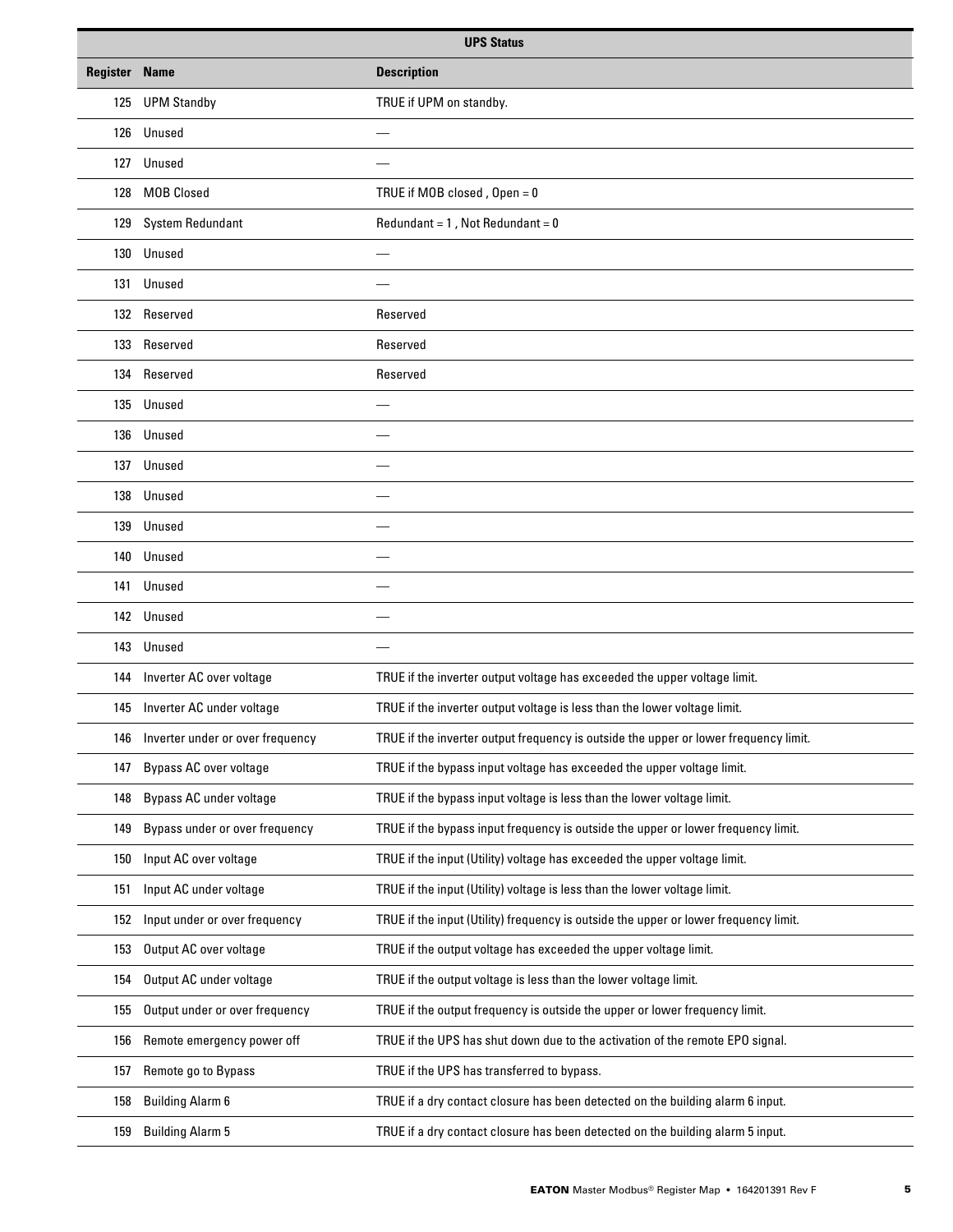| UPS Status | | |
|---|---|---|
| **Register** | **Name** | **Description** |
| 125 | UPM Standby | TRUE if UPM on standby. |
| 126 | Unused | — |
| 127 | Unused | — |
| 128 | MOB Closed | TRUE if MOB closed , Open = 0 |
| 129 | System Redundant | Redundant = 1 , Not Redundant = 0 |
| 130 | Unused | — |
| 131 | Unused | — |
| 132 | Reserved | Reserved |
| 133 | Reserved | Reserved |
| 134 | Reserved | Reserved |
| 135 | Unused | — |
| 136 | Unused | — |
| 137 | Unused | — |
| 138 | Unused | — |
| 139 | Unused | — |
| 140 | Unused | — |
| 141 | Unused | — |
| 142 | Unused | — |
| 143 | Unused | — |
| 144 | Inverter AC over voltage | TRUE if the inverter output voltage has exceeded the upper voltage limit. |
| 145 | Inverter AC under voltage | TRUE if the inverter output voltage is less than the lower voltage limit. |
| 146 | Inverter under or over frequency | TRUE if the inverter output frequency is outside the upper or lower frequency limit. |
| 147 | Bypass AC over voltage | TRUE if the bypass input voltage has exceeded the upper voltage limit. |
| 148 | Bypass AC under voltage | TRUE if the bypass input voltage is less than the lower voltage limit. |
| 149 | Bypass under or over frequency | TRUE if the bypass input frequency is outside the upper or lower frequency limit. |
| 150 | Input AC over voltage | TRUE if the input (Utility) voltage has exceeded the upper voltage limit. |
| 151 | Input AC under voltage | TRUE if the input (Utility) voltage is less than the lower voltage limit. |
| 152 | Input under or over frequency | TRUE if the input (Utility) frequency is outside the upper or lower frequency limit. |
| 153 | Output AC over voltage | TRUE if the output voltage has exceeded the upper voltage limit. |
| 154 | Output AC under voltage | TRUE if the output voltage is less than the lower voltage limit. |
| 155 | Output under or over frequency | TRUE if the output frequency is outside the upper or lower frequency limit. |
| 156 | Remote emergency power off | TRUE if the UPS has shut down due to the activation of the remote EPO signal. |
| 157 | Remote go to Bypass | TRUE if the UPS has transferred to bypass. |
| 158 | Building Alarm 6 | TRUE if a dry contact closure has been detected on the building alarm 6 input. |
| 159 | Building Alarm 5 | TRUE if a dry contact closure has been detected on the building alarm 5 input. |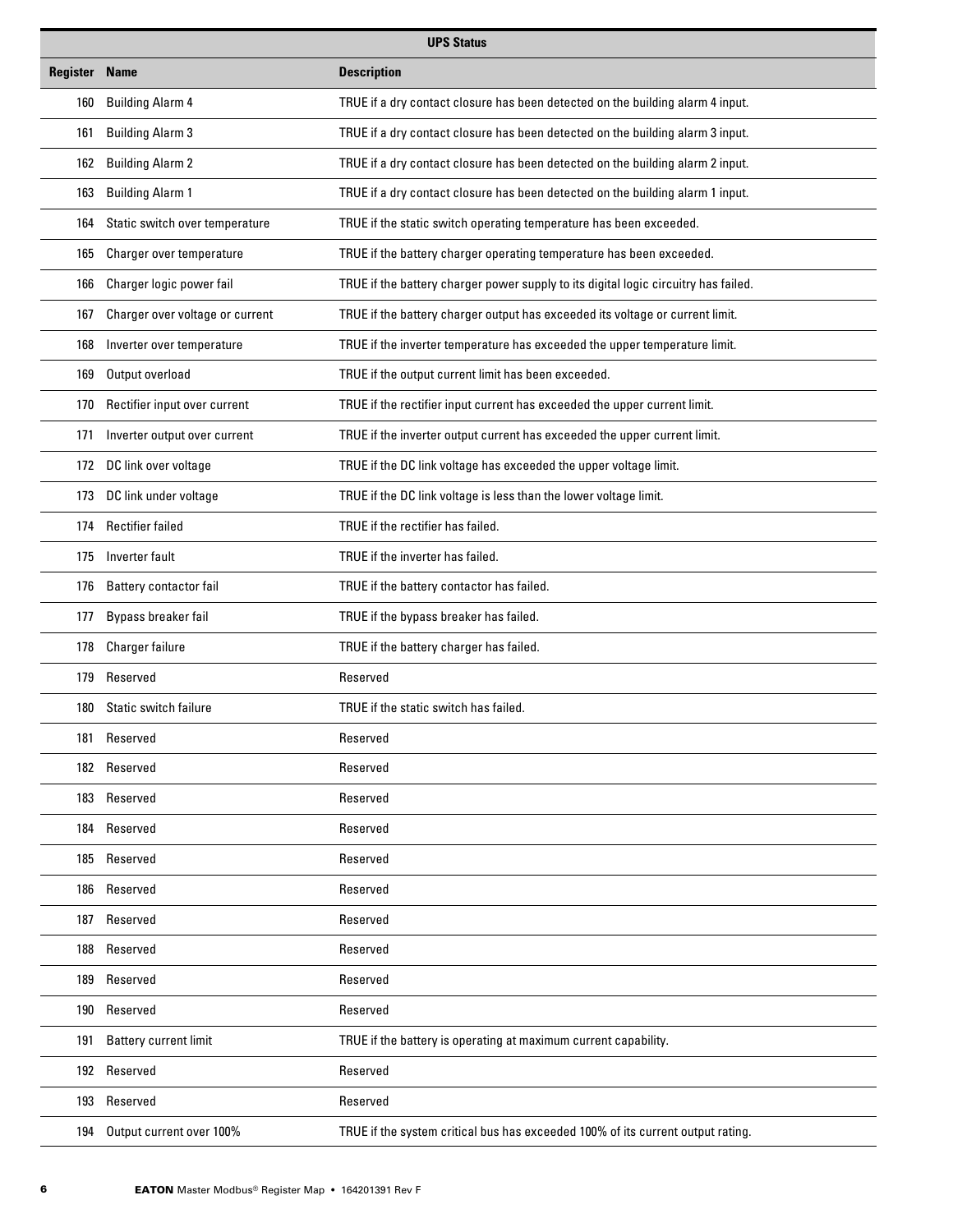| UPS Status | | |
|---|---|---|
| **Register** | **Name** | **Description** |
| 160 | Building Alarm 4 | TRUE if a dry contact closure has been detected on the building alarm 4 input. |
| 161 | Building Alarm 3 | TRUE if a dry contact closure has been detected on the building alarm 3 input. |
| 162 | Building Alarm 2 | TRUE if a dry contact closure has been detected on the building alarm 2 input. |
| 163 | Building Alarm 1 | TRUE if a dry contact closure has been detected on the building alarm 1 input. |
| 164 | Static switch over temperature | TRUE if the static switch operating temperature has been exceeded. |
| 165 | Charger over temperature | TRUE if the battery charger operating temperature has been exceeded. |
| 166 | Charger logic power fail | TRUE if the battery charger power supply to its digital logic circuitry has failed. |
| 167 | Charger over voltage or current | TRUE if the battery charger output has exceeded its voltage or current limit. |
| 168 | Inverter over temperature | TRUE if the inverter temperature has exceeded the upper temperature limit. |
| 169 | Output overload | TRUE if the output current limit has been exceeded. |
| 170 | Rectifier input over current | TRUE if the rectifier input current has exceeded the upper current limit. |
| 171 | Inverter output over current | TRUE if the inverter output current has exceeded the upper current limit. |
| 172 | DC link over voltage | TRUE if the DC link voltage has exceeded the upper voltage limit. |
| 173 | DC link under voltage | TRUE if the DC link voltage is less than the lower voltage limit. |
| 174 | Rectifier failed | TRUE if the rectifier has failed. |
| 175 | Inverter fault | TRUE if the inverter has failed. |
| 176 | Battery contactor fail | TRUE if the battery contactor has failed. |
| 177 | Bypass breaker fail | TRUE if the bypass breaker has failed. |
| 178 | Charger failure | TRUE if the battery charger has failed. |
| 179 | Reserved | Reserved |
| 180 | Static switch failure | TRUE if the static switch has failed. |
| 181 | Reserved | Reserved |
| 182 | Reserved | Reserved |
| 183 | Reserved | Reserved |
| 184 | Reserved | Reserved |
| 185 | Reserved | Reserved |
| 186 | Reserved | Reserved |
| 187 | Reserved | Reserved |
| 188 | Reserved | Reserved |
| 189 | Reserved | Reserved |
| 190 | Reserved | Reserved |
| 191 | Battery current limit | TRUE if the battery is operating at maximum current capability. |
| 192 | Reserved | Reserved |
| 193 | Reserved | Reserved |
| 194 | Output current over 100% | TRUE if the system critical bus has exceeded 100% of its current output rating. |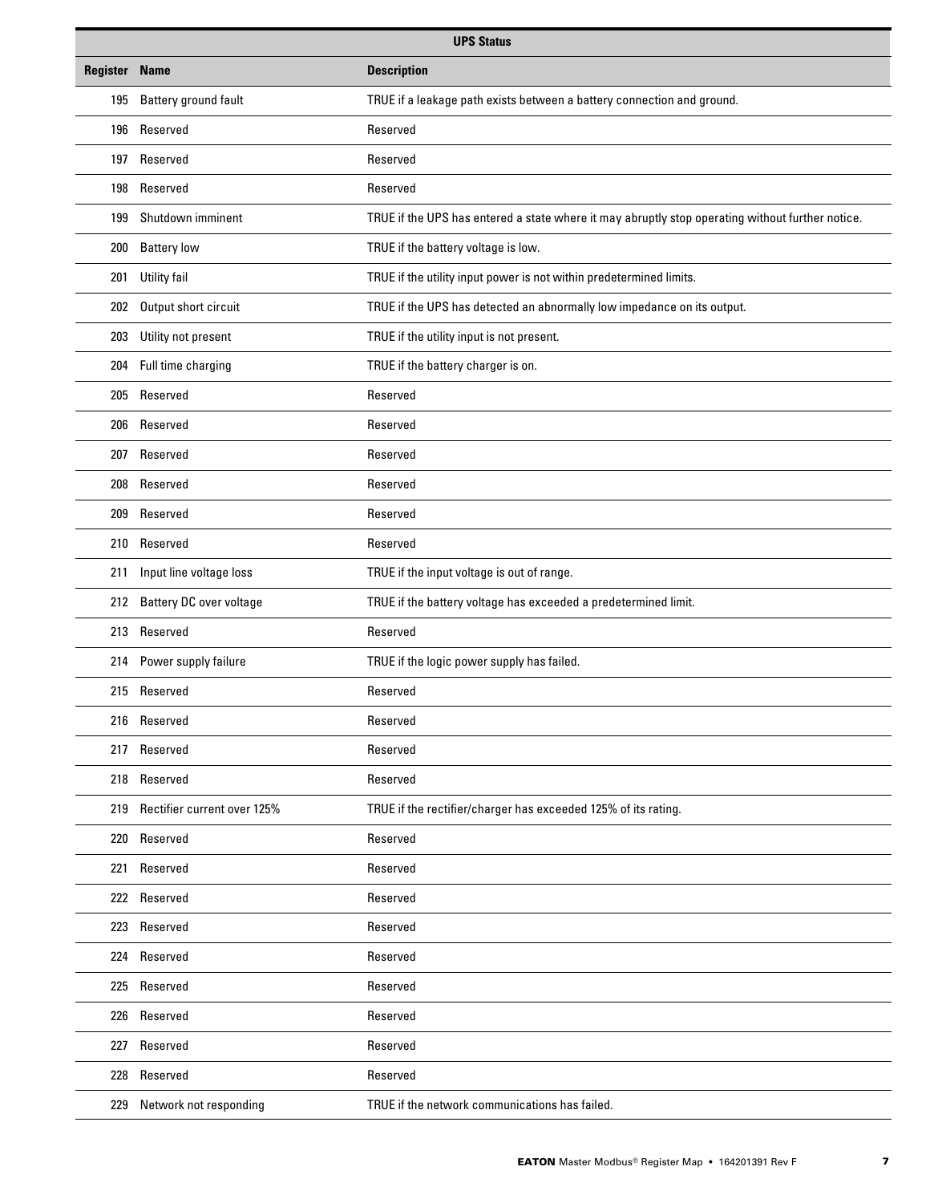| UPS Status | | |
|---|---|---|
| **Register** | **Name** | **Description** |
| 195 | Battery ground fault | TRUE if a leakage path exists between a battery connection and ground. |
| 196 | Reserved | Reserved |
| 197 | Reserved | Reserved |
| 198 | Reserved | Reserved |
| 199 | Shutdown imminent | TRUE if the UPS has entered a state where it may abruptly stop operating without further notice. |
| 200 | Battery low | TRUE if the battery voltage is low. |
| 201 | Utility fail | TRUE if the utility input power is not within predetermined limits. |
| 202 | Output short circuit | TRUE if the UPS has detected an abnormally low impedance on its output. |
| 203 | Utility not present | TRUE if the utility input is not present. |
| 204 | Full time charging | TRUE if the battery charger is on. |
| 205 | Reserved | Reserved |
| 206 | Reserved | Reserved |
| 207 | Reserved | Reserved |
| 208 | Reserved | Reserved |
| 209 | Reserved | Reserved |
| 210 | Reserved | Reserved |
| 211 | Input line voltage loss | TRUE if the input voltage is out of range. |
| 212 | Battery DC over voltage | TRUE if the battery voltage has exceeded a predetermined limit. |
| 213 | Reserved | Reserved |
| 214 | Power supply failure | TRUE if the logic power supply has failed. |
| 215 | Reserved | Reserved |
| 216 | Reserved | Reserved |
| 217 | Reserved | Reserved |
| 218 | Reserved | Reserved |
| 219 | Rectifier current over 125% | TRUE if the rectifier/charger has exceeded 125% of its rating. |
| 220 | Reserved | Reserved |
| 221 | Reserved | Reserved |
| 222 | Reserved | Reserved |
| 223 | Reserved | Reserved |
| 224 | Reserved | Reserved |
| 225 | Reserved | Reserved |
| 226 | Reserved | Reserved |
| 227 | Reserved | Reserved |
| 228 | Reserved | Reserved |
| 229 | Network not responding | TRUE if the network communications has failed. |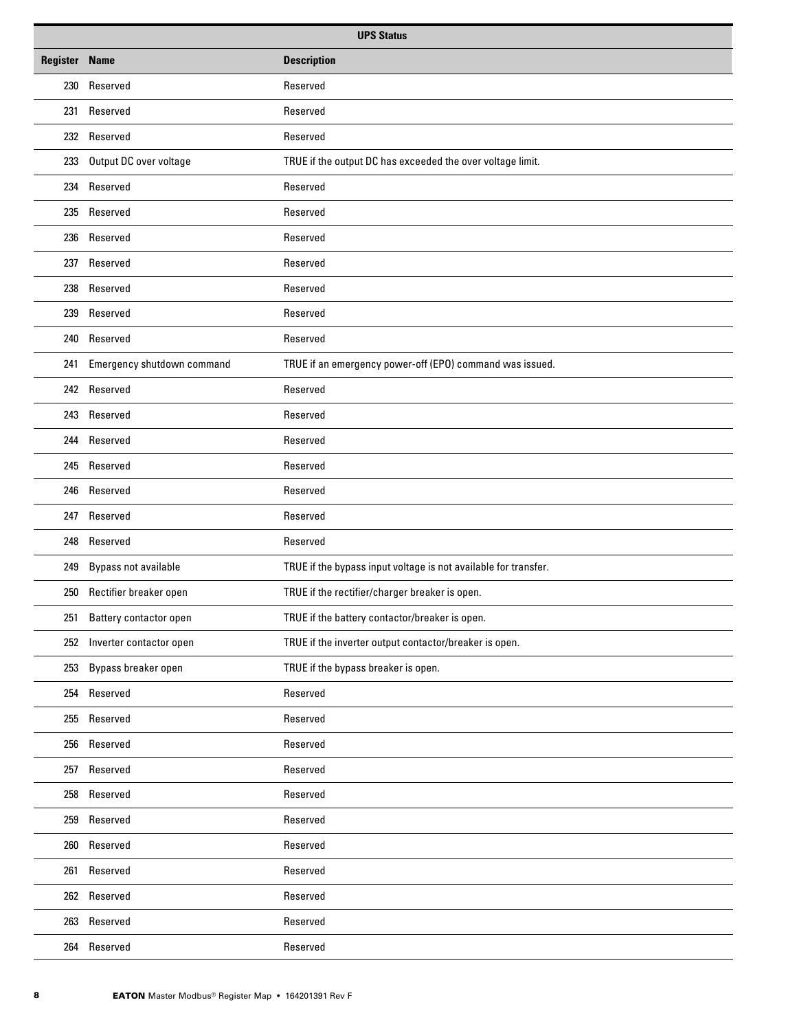| UPS Status | | |
|---|---|---|
| **Register** | **Name** | **Description** |
| 230 | Reserved | Reserved |
| 231 | Reserved | Reserved |
| 232 | Reserved | Reserved |
| 233 | Output DC over voltage | TRUE if the output DC has exceeded the over voltage limit. |
| 234 | Reserved | Reserved |
| 235 | Reserved | Reserved |
| 236 | Reserved | Reserved |
| 237 | Reserved | Reserved |
| 238 | Reserved | Reserved |
| 239 | Reserved | Reserved |
| 240 | Reserved | Reserved |
| 241 | Emergency shutdown command | TRUE if an emergency power-off (EPO) command was issued. |
| 242 | Reserved | Reserved |
| 243 | Reserved | Reserved |
| 244 | Reserved | Reserved |
| 245 | Reserved | Reserved |
| 246 | Reserved | Reserved |
| 247 | Reserved | Reserved |
| 248 | Reserved | Reserved |
| 249 | Bypass not available | TRUE if the bypass input voltage is not available for transfer. |
| 250 | Rectifier breaker open | TRUE if the rectifier/charger breaker is open. |
| 251 | Battery contactor open | TRUE if the battery contactor/breaker is open. |
| 252 | Inverter contactor open | TRUE if the inverter output contactor/breaker is open. |
| 253 | Bypass breaker open | TRUE if the bypass breaker is open. |
| 254 | Reserved | Reserved |
| 255 | Reserved | Reserved |
| 256 | Reserved | Reserved |
| 257 | Reserved | Reserved |
| 258 | Reserved | Reserved |
| 259 | Reserved | Reserved |
| 260 | Reserved | Reserved |
| 261 | Reserved | Reserved |
| 262 | Reserved | Reserved |
| 263 | Reserved | Reserved |
| 264 | Reserved | Reserved |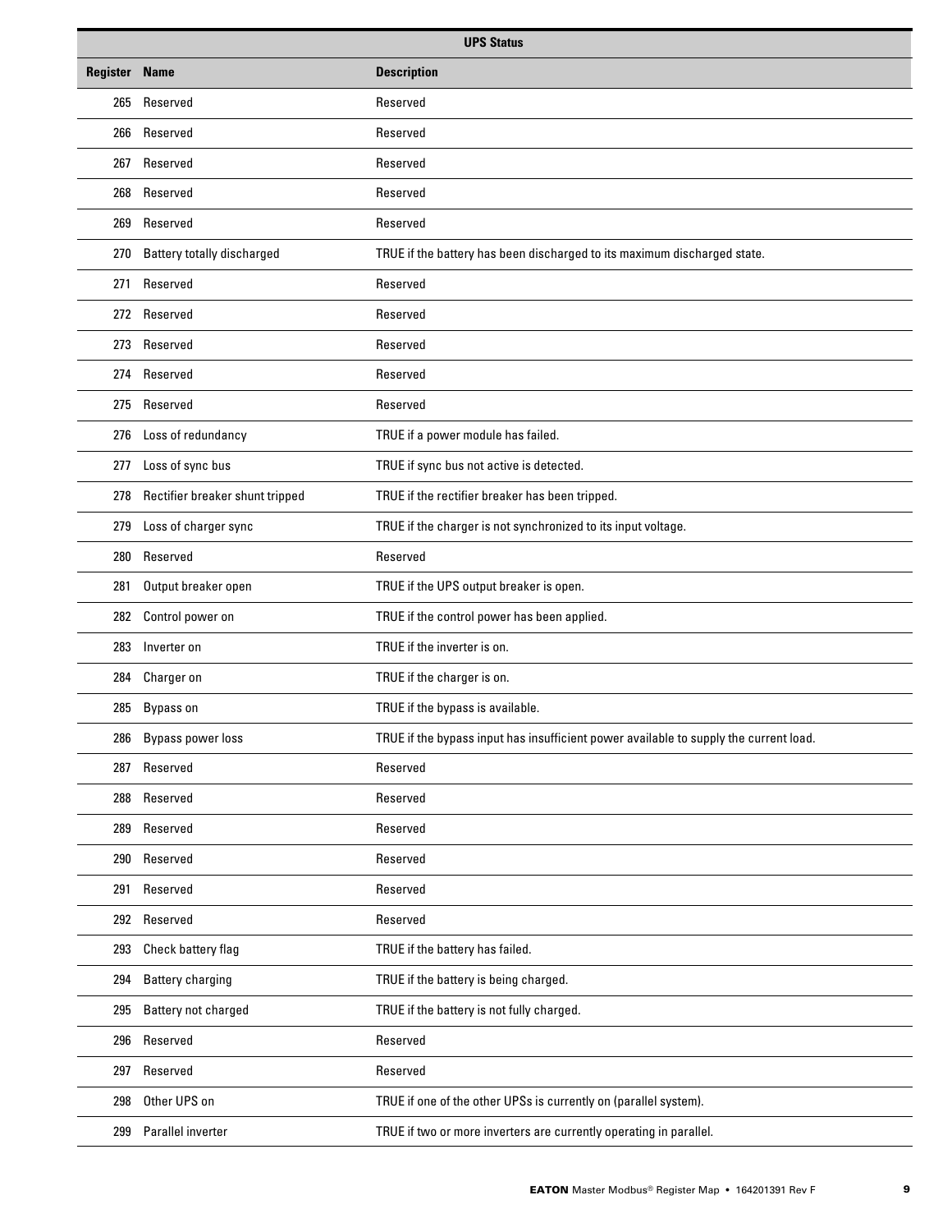| UPS Status | | |
|---|---|---|
| **Register** | **Name** | **Description** |
| 265 | Reserved | Reserved |
| 266 | Reserved | Reserved |
| 267 | Reserved | Reserved |
| 268 | Reserved | Reserved |
| 269 | Reserved | Reserved |
| 270 | Battery totally discharged | TRUE if the battery has been discharged to its maximum discharged state. |
| 271 | Reserved | Reserved |
| 272 | Reserved | Reserved |
| 273 | Reserved | Reserved |
| 274 | Reserved | Reserved |
| 275 | Reserved | Reserved |
| 276 | Loss of redundancy | TRUE if a power module has failed. |
| 277 | Loss of sync bus | TRUE if sync bus not active is detected. |
| 278 | Rectifier breaker shunt tripped | TRUE if the rectifier breaker has been tripped. |
| 279 | Loss of charger sync | TRUE if the charger is not synchronized to its input voltage. |
| 280 | Reserved | Reserved |
| 281 | Output breaker open | TRUE if the UPS output breaker is open. |
| 282 | Control power on | TRUE if the control power has been applied. |
| 283 | Inverter on | TRUE if the inverter is on. |
| 284 | Charger on | TRUE if the charger is on. |
| 285 | Bypass on | TRUE if the bypass is available. |
| 286 | Bypass power loss | TRUE if the bypass input has insufficient power available to supply the current load. |
| 287 | Reserved | Reserved |
| 288 | Reserved | Reserved |
| 289 | Reserved | Reserved |
| 290 | Reserved | Reserved |
| 291 | Reserved | Reserved |
| 292 | Reserved | Reserved |
| 293 | Check battery flag | TRUE if the battery has failed. |
| 294 | Battery charging | TRUE if the battery is being charged. |
| 295 | Battery not charged | TRUE if the battery is not fully charged. |
| 296 | Reserved | Reserved |
| 297 | Reserved | Reserved |
| 298 | Other UPS on | TRUE if one of the other UPSs is currently on (parallel system). |
| 299 | Parallel inverter | TRUE if two or more inverters are currently operating in parallel. |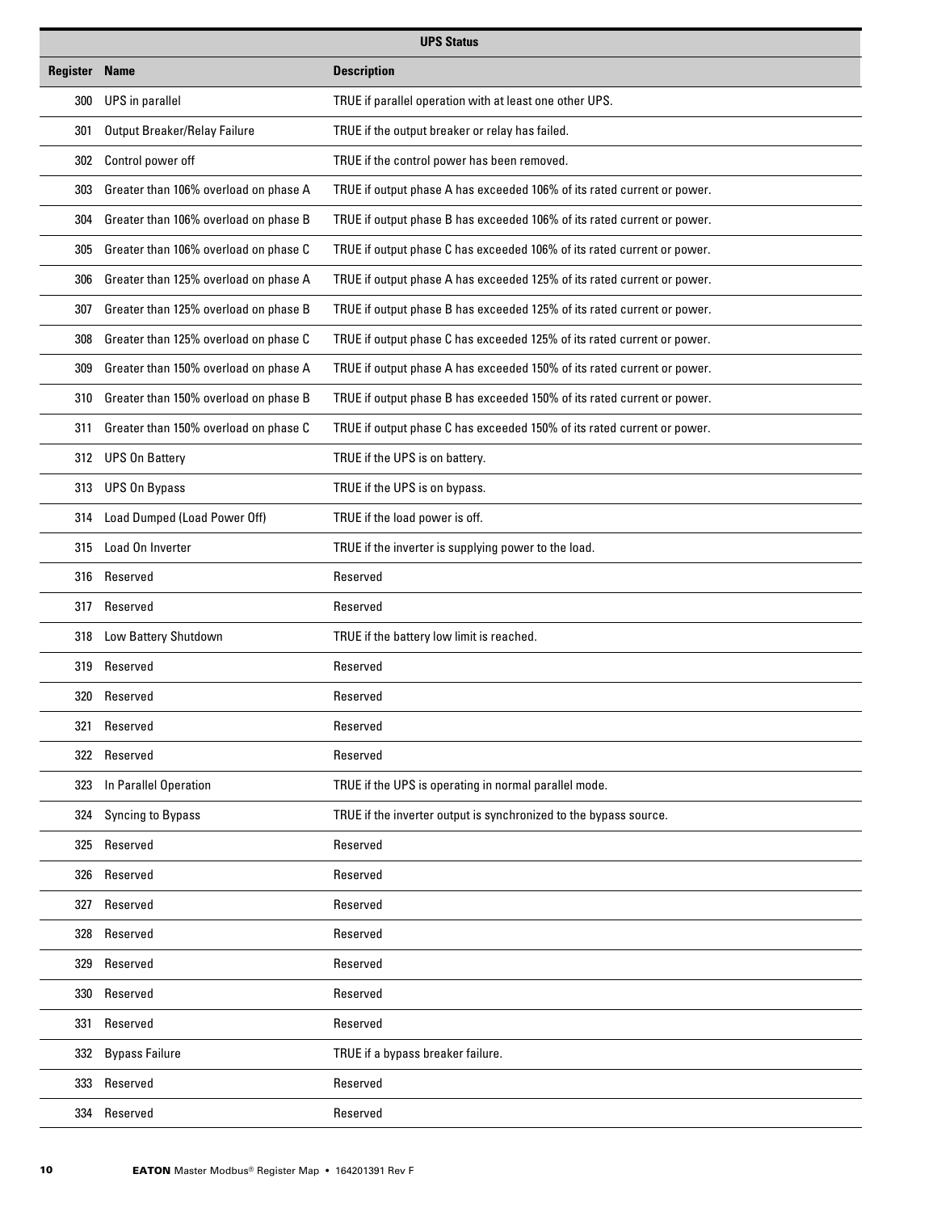| UPS Status | | |
|---|---|---|
| **Register** | **Name** | **Description** |
| 300 | UPS in parallel | TRUE if parallel operation with at least one other UPS. |
| 301 | Output Breaker/Relay Failure | TRUE if the output breaker or relay has failed. |
| 302 | Control power off | TRUE if the control power has been removed. |
| 303 | Greater than 106% overload on phase A | TRUE if output phase A has exceeded 106% of its rated current or power. |
| 304 | Greater than 106% overload on phase B | TRUE if output phase B has exceeded 106% of its rated current or power. |
| 305 | Greater than 106% overload on phase C | TRUE if output phase C has exceeded 106% of its rated current or power. |
| 306 | Greater than 125% overload on phase A | TRUE if output phase A has exceeded 125% of its rated current or power. |
| 307 | Greater than 125% overload on phase B | TRUE if output phase B has exceeded 125% of its rated current or power. |
| 308 | Greater than 125% overload on phase C | TRUE if output phase C has exceeded 125% of its rated current or power. |
| 309 | Greater than 150% overload on phase A | TRUE if output phase A has exceeded 150% of its rated current or power. |
| 310 | Greater than 150% overload on phase B | TRUE if output phase B has exceeded 150% of its rated current or power. |
| 311 | Greater than 150% overload on phase C | TRUE if output phase C has exceeded 150% of its rated current or power. |
| 312 | UPS On Battery | TRUE if the UPS is on battery. |
| 313 | UPS On Bypass | TRUE if the UPS is on bypass. |
| 314 | Load Dumped (Load Power Off) | TRUE if the load power is off. |
| 315 | Load On Inverter | TRUE if the inverter is supplying power to the load. |
| 316 | Reserved | Reserved |
| 317 | Reserved | Reserved |
| 318 | Low Battery Shutdown | TRUE if the battery low limit is reached. |
| 319 | Reserved | Reserved |
| 320 | Reserved | Reserved |
| 321 | Reserved | Reserved |
| 322 | Reserved | Reserved |
| 323 | In Parallel Operation | TRUE if the UPS is operating in normal parallel mode. |
| 324 | Syncing to Bypass | TRUE if the inverter output is synchronized to the bypass source. |
| 325 | Reserved | Reserved |
| 326 | Reserved | Reserved |
| 327 | Reserved | Reserved |
| 328 | Reserved | Reserved |
| 329 | Reserved | Reserved |
| 330 | Reserved | Reserved |
| 331 | Reserved | Reserved |
| 332 | Bypass Failure | TRUE if a bypass breaker failure. |
| 333 | Reserved | Reserved |
| 334 | Reserved | Reserved |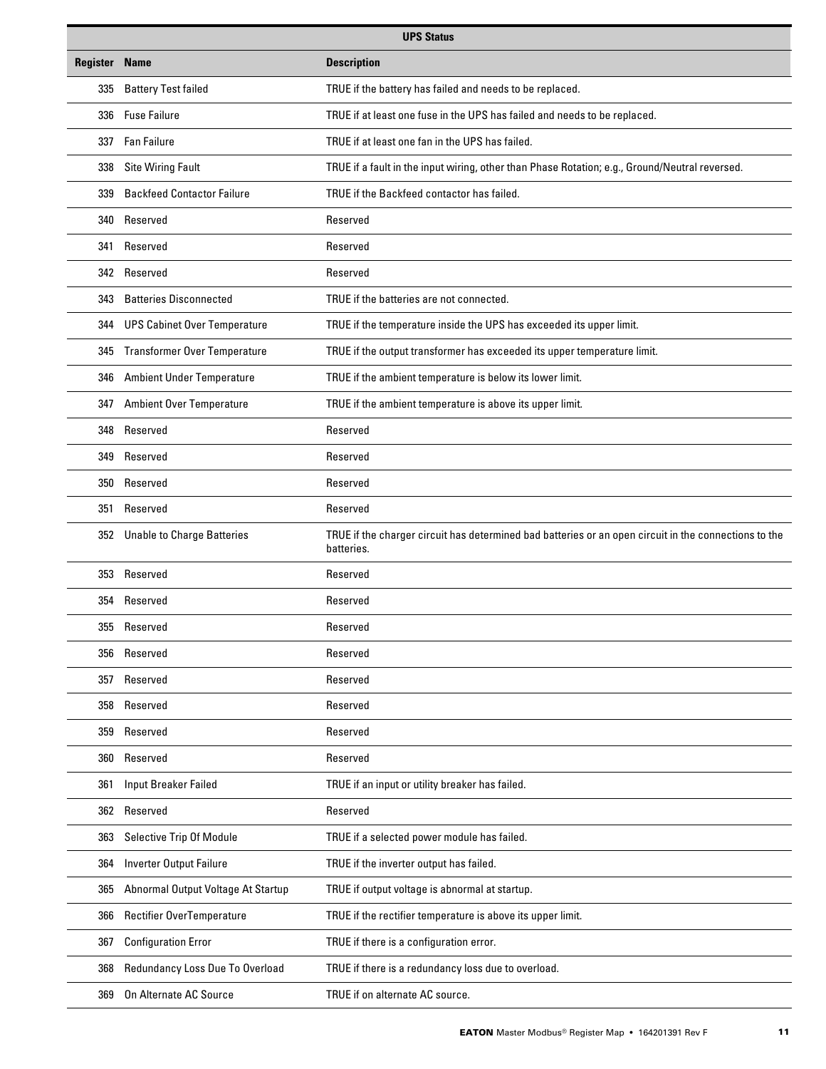| UPS Status | | |
|---|---|---|
| **Register** | **Name** | **Description** |
| 335 | Battery Test failed | TRUE if the battery has failed and needs to be replaced. |
| 336 | Fuse Failure | TRUE if at least one fuse in the UPS has failed and needs to be replaced. |
| 337 | Fan Failure | TRUE if at least one fan in the UPS has failed. |
| 338 | Site Wiring Fault | TRUE if a fault in the input wiring, other than Phase Rotation; e.g., Ground/Neutral reversed. |
| 339 | Backfeed Contactor Failure | TRUE if the Backfeed contactor has failed. |
| 340 | Reserved | Reserved |
| 341 | Reserved | Reserved |
| 342 | Reserved | Reserved |
| 343 | Batteries Disconnected | TRUE if the batteries are not connected. |
| 344 | UPS Cabinet Over Temperature | TRUE if the temperature inside the UPS has exceeded its upper limit. |
| 345 | Transformer Over Temperature | TRUE if the output transformer has exceeded its upper temperature limit. |
| 346 | Ambient Under Temperature | TRUE if the ambient temperature is below its lower limit. |
| 347 | Ambient Over Temperature | TRUE if the ambient temperature is above its upper limit. |
| 348 | Reserved | Reserved |
| 349 | Reserved | Reserved |
| 350 | Reserved | Reserved |
| 351 | Reserved | Reserved |
| 352 | Unable to Charge Batteries | TRUE if the charger circuit has determined bad batteries or an open circuit in the connections to the batteries. |
| 353 | Reserved | Reserved |
| 354 | Reserved | Reserved |
| 355 | Reserved | Reserved |
| 356 | Reserved | Reserved |
| 357 | Reserved | Reserved |
| 358 | Reserved | Reserved |
| 359 | Reserved | Reserved |
| 360 | Reserved | Reserved |
| 361 | Input Breaker Failed | TRUE if an input or utility breaker has failed. |
| 362 | Reserved | Reserved |
| 363 | Selective Trip Of Module | TRUE if a selected power module has failed. |
| 364 | Inverter Output Failure | TRUE if the inverter output has failed. |
| 365 | Abnormal Output Voltage At Startup | TRUE if output voltage is abnormal at startup. |
| 366 | Rectifier OverTemperature | TRUE if the rectifier temperature is above its upper limit. |
| 367 | Configuration Error | TRUE if there is a configuration error. |
| 368 | Redundancy Loss Due To Overload | TRUE if there is a redundancy loss due to overload. |
| 369 | On Alternate AC Source | TRUE if on alternate AC source. |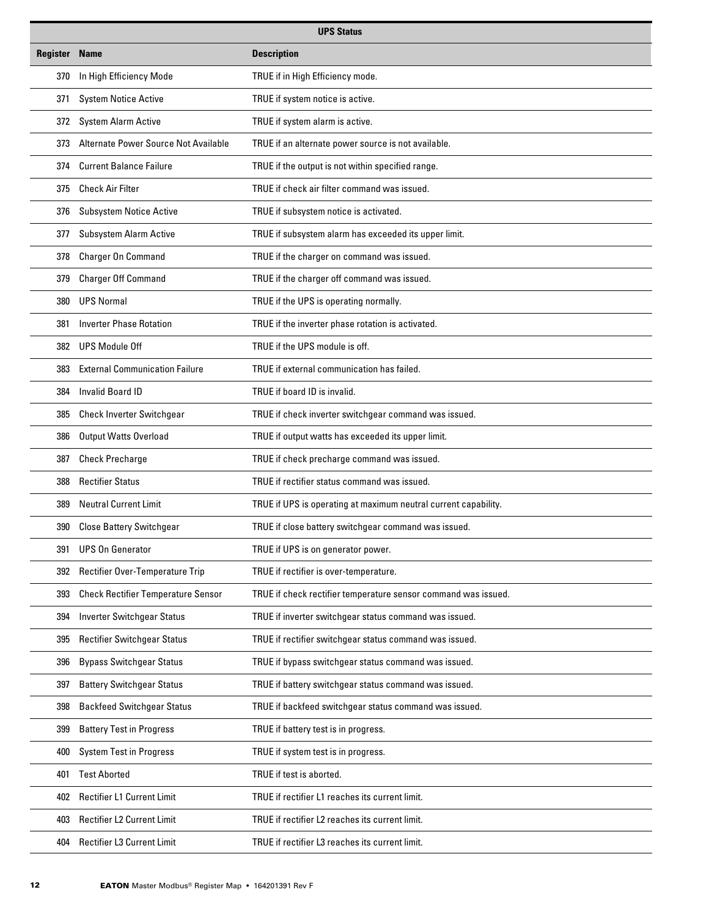| UPS Status | | |
|---|---|---|
| **Register** | **Name** | **Description** |
| 370 | In High Efficiency Mode | TRUE if in High Efficiency mode. |
| 371 | System Notice Active | TRUE if system notice is active. |
| 372 | System Alarm Active | TRUE if system alarm is active. |
| 373 | Alternate Power Source Not Available | TRUE if an alternate power source is not available. |
| 374 | Current Balance Failure | TRUE if the output is not within specified range. |
| 375 | Check Air Filter | TRUE if check air filter command was issued. |
| 376 | Subsystem Notice Active | TRUE if subsystem notice is activated. |
| 377 | Subsystem Alarm Active | TRUE if subsystem alarm has exceeded its upper limit. |
| 378 | Charger On Command | TRUE if the charger on command was issued. |
| 379 | Charger Off Command | TRUE if the charger off command was issued. |
| 380 | UPS Normal | TRUE if the UPS is operating normally. |
| 381 | Inverter Phase Rotation | TRUE if the inverter phase rotation is activated. |
| 382 | UPS Module Off | TRUE if the UPS module is off. |
| 383 | External Communication Failure | TRUE if external communication has failed. |
| 384 | Invalid Board ID | TRUE if board ID is invalid. |
| 385 | Check Inverter Switchgear | TRUE if check inverter switchgear command was issued. |
| 386 | Output Watts Overload | TRUE if output watts has exceeded its upper limit. |
| 387 | Check Precharge | TRUE if check precharge command was issued. |
| 388 | Rectifier Status | TRUE if rectifier status command was issued. |
| 389 | Neutral Current Limit | TRUE if UPS is operating at maximum neutral current capability. |
| 390 | Close Battery Switchgear | TRUE if close battery switchgear command was issued. |
| 391 | UPS On Generator | TRUE if UPS is on generator power. |
| 392 | Rectifier Over-Temperature Trip | TRUE if rectifier is over-temperature. |
| 393 | Check Rectifier Temperature Sensor | TRUE if check rectifier temperature sensor command was issued. |
| 394 | Inverter Switchgear Status | TRUE if inverter switchgear status command was issued. |
| 395 | Rectifier Switchgear Status | TRUE if rectifier switchgear status command was issued. |
| 396 | Bypass Switchgear Status | TRUE if bypass switchgear status command was issued. |
| 397 | Battery Switchgear Status | TRUE if battery switchgear status command was issued. |
| 398 | Backfeed Switchgear Status | TRUE if backfeed switchgear status command was issued. |
| 399 | Battery Test in Progress | TRUE if battery test is in progress. |
| 400 | System Test in Progress | TRUE if system test is in progress. |
| 401 | Test Aborted | TRUE if test is aborted. |
| 402 | Rectifier L1 Current Limit | TRUE if rectifier L1 reaches its current limit. |
| 403 | Rectifier L2 Current Limit | TRUE if rectifier L2 reaches its current limit. |
| 404 | Rectifier L3 Current Limit | TRUE if rectifier L3 reaches its current limit. |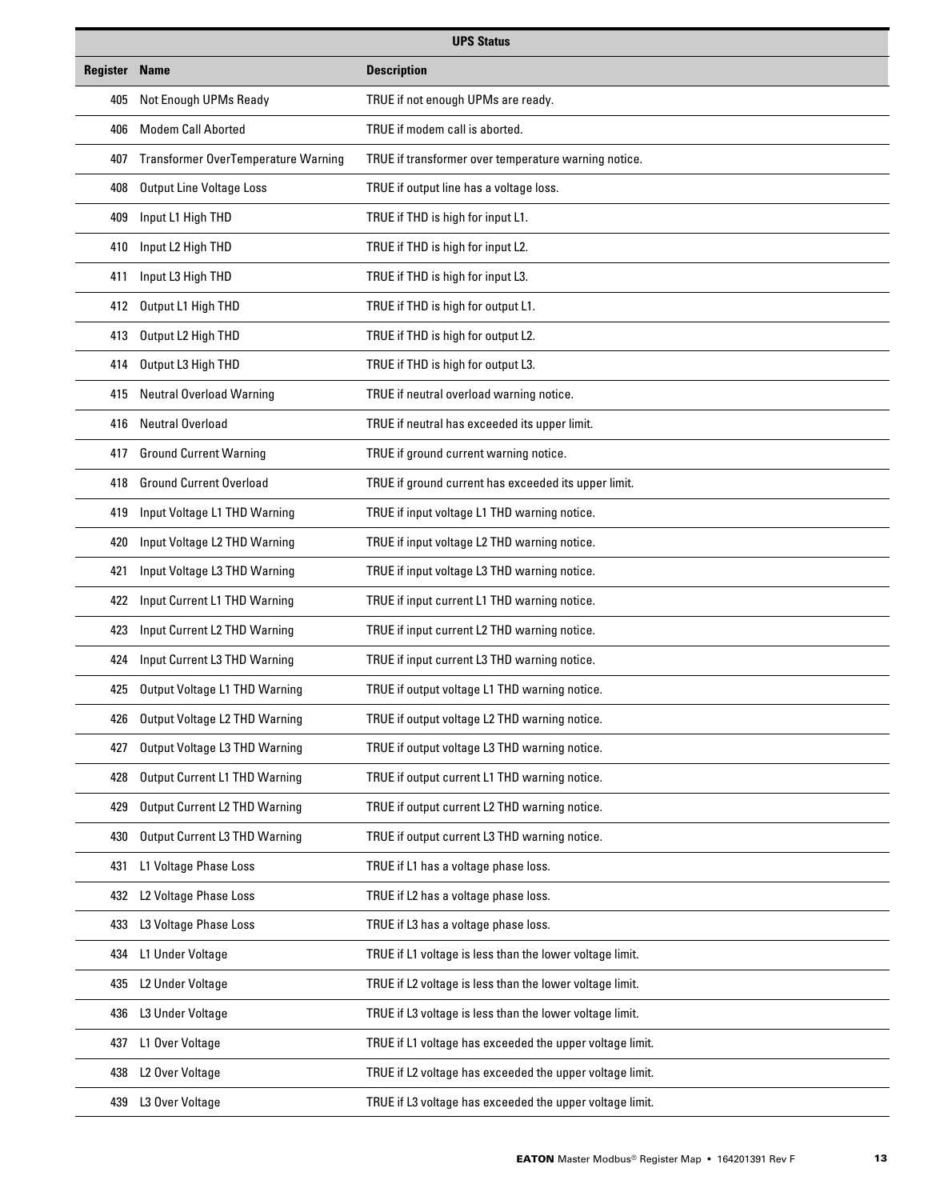| UPS Status | | |
|---|---|---|
| **Register** | **Name** | **Description** |
| 405 | Not Enough UPMs Ready | TRUE if not enough UPMs are ready. |
| 406 | Modem Call Aborted | TRUE if modem call is aborted. |
| 407 | Transformer OverTemperature Warning | TRUE if transformer over temperature warning notice. |
| 408 | Output Line Voltage Loss | TRUE if output line has a voltage loss. |
| 409 | Input L1 High THD | TRUE if THD is high for input L1. |
| 410 | Input L2 High THD | TRUE if THD is high for input L2. |
| 411 | Input L3 High THD | TRUE if THD is high for input L3. |
| 412 | Output L1 High THD | TRUE if THD is high for output L1. |
| 413 | Output L2 High THD | TRUE if THD is high for output L2. |
| 414 | Output L3 High THD | TRUE if THD is high for output L3. |
| 415 | Neutral Overload Warning | TRUE if neutral overload warning notice. |
| 416 | Neutral Overload | TRUE if neutral has exceeded its upper limit. |
| 417 | Ground Current Warning | TRUE if ground current warning notice. |
| 418 | Ground Current Overload | TRUE if ground current has exceeded its upper limit. |
| 419 | Input Voltage L1 THD Warning | TRUE if input voltage L1 THD warning notice. |
| 420 | Input Voltage L2 THD Warning | TRUE if input voltage L2 THD warning notice. |
| 421 | Input Voltage L3 THD Warning | TRUE if input voltage L3 THD warning notice. |
| 422 | Input Current L1 THD Warning | TRUE if input current L1 THD warning notice. |
| 423 | Input Current L2 THD Warning | TRUE if input current L2 THD warning notice. |
| 424 | Input Current L3 THD Warning | TRUE if input current L3 THD warning notice. |
| 425 | Output Voltage L1 THD Warning | TRUE if output voltage L1 THD warning notice. |
| 426 | Output Voltage L2 THD Warning | TRUE if output voltage L2 THD warning notice. |
| 427 | Output Voltage L3 THD Warning | TRUE if output voltage L3 THD warning notice. |
| 428 | Output Current L1 THD Warning | TRUE if output current L1 THD warning notice. |
| 429 | Output Current L2 THD Warning | TRUE if output current L2 THD warning notice. |
| 430 | Output Current L3 THD Warning | TRUE if output current L3 THD warning notice. |
| 431 | L1 Voltage Phase Loss | TRUE if L1 has a voltage phase loss. |
| 432 | L2 Voltage Phase Loss | TRUE if L2 has a voltage phase loss. |
| 433 | L3 Voltage Phase Loss | TRUE if L3 has a voltage phase loss. |
| 434 | L1 Under Voltage | TRUE if L1 voltage is less than the lower voltage limit. |
| 435 | L2 Under Voltage | TRUE if L2 voltage is less than the lower voltage limit. |
| 436 | L3 Under Voltage | TRUE if L3 voltage is less than the lower voltage limit. |
| 437 | L1 Over Voltage | TRUE if L1 voltage has exceeded the upper voltage limit. |
| 438 | L2 Over Voltage | TRUE if L2 voltage has exceeded the upper voltage limit. |
| 439 | L3 Over Voltage | TRUE if L3 voltage has exceeded the upper voltage limit. |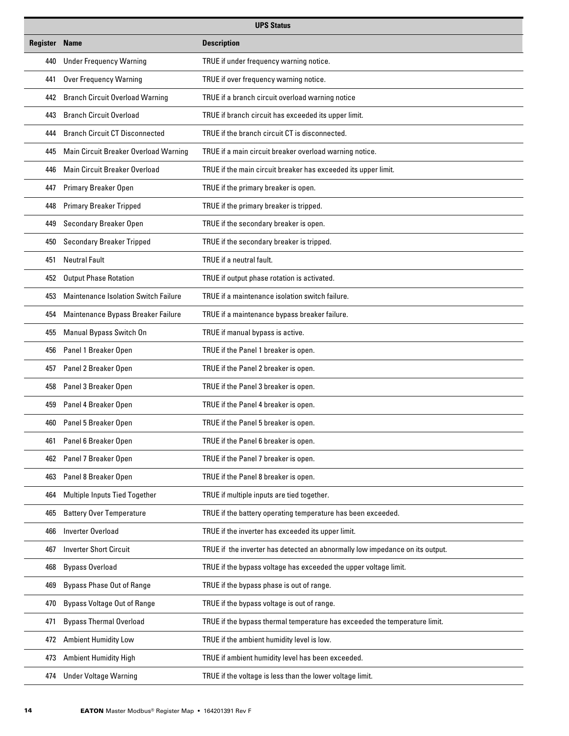| UPS Status | | |
|---|---|---|
| **Register** | **Name** | **Description** |
| 440 | Under Frequency Warning | TRUE if under frequency warning notice. |
| 441 | Over Frequency Warning | TRUE if over frequency warning notice. |
| 442 | Branch Circuit Overload Warning | TRUE if a branch circuit overload warning notice |
| 443 | Branch Circuit Overload | TRUE if branch circuit has exceeded its upper limit. |
| 444 | Branch Circuit CT Disconnected | TRUE if the branch circuit CT is disconnected. |
| 445 | Main Circuit Breaker Overload Warning | TRUE if a main circuit breaker overload warning notice. |
| 446 | Main Circuit Breaker Overload | TRUE if the main circuit breaker has exceeded its upper limit. |
| 447 | Primary Breaker Open | TRUE if the primary breaker is open. |
| 448 | Primary Breaker Tripped | TRUE if the primary breaker is tripped. |
| 449 | Secondary Breaker Open | TRUE if the secondary breaker is open. |
| 450 | Secondary Breaker Tripped | TRUE if the secondary breaker is tripped. |
| 451 | Neutral Fault | TRUE if a neutral fault. |
| 452 | Output Phase Rotation | TRUE if output phase rotation is activated. |
| 453 | Maintenance Isolation Switch Failure | TRUE if a maintenance isolation switch failure. |
| 454 | Maintenance Bypass Breaker Failure | TRUE if a maintenance bypass breaker failure. |
| 455 | Manual Bypass Switch On | TRUE if manual bypass is active. |
| 456 | Panel 1 Breaker Open | TRUE if the Panel 1 breaker is open. |
| 457 | Panel 2 Breaker Open | TRUE if the Panel 2 breaker is open. |
| 458 | Panel 3 Breaker Open | TRUE if the Panel 3 breaker is open. |
| 459 | Panel 4 Breaker Open | TRUE if the Panel 4 breaker is open. |
| 460 | Panel 5 Breaker Open | TRUE if the Panel 5 breaker is open. |
| 461 | Panel 6 Breaker Open | TRUE if the Panel 6 breaker is open. |
| 462 | Panel 7 Breaker Open | TRUE if the Panel 7 breaker is open. |
| 463 | Panel 8 Breaker Open | TRUE if the Panel 8 breaker is open. |
| 464 | Multiple Inputs Tied Together | TRUE if multiple inputs are tied together. |
| 465 | Battery Over Temperature | TRUE if the battery operating temperature has been exceeded. |
| 466 | Inverter Overload | TRUE if the inverter has exceeded its upper limit. |
| 467 | Inverter Short Circuit | TRUE if the inverter has detected an abnormally low impedance on its output. |
| 468 | Bypass Overload | TRUE if the bypass voltage has exceeded the upper voltage limit. |
| 469 | Bypass Phase Out of Range | TRUE if the bypass phase is out of range. |
| 470 | Bypass Voltage Out of Range | TRUE if the bypass voltage is out of range. |
| 471 | Bypass Thermal Overload | TRUE if the bypass thermal temperature has exceeded the temperature limit. |
| 472 | Ambient Humidity Low | TRUE if the ambient humidity level is low. |
| 473 | Ambient Humidity High | TRUE if ambient humidity level has been exceeded. |
| 474 | Under Voltage Warning | TRUE if the voltage is less than the lower voltage limit. |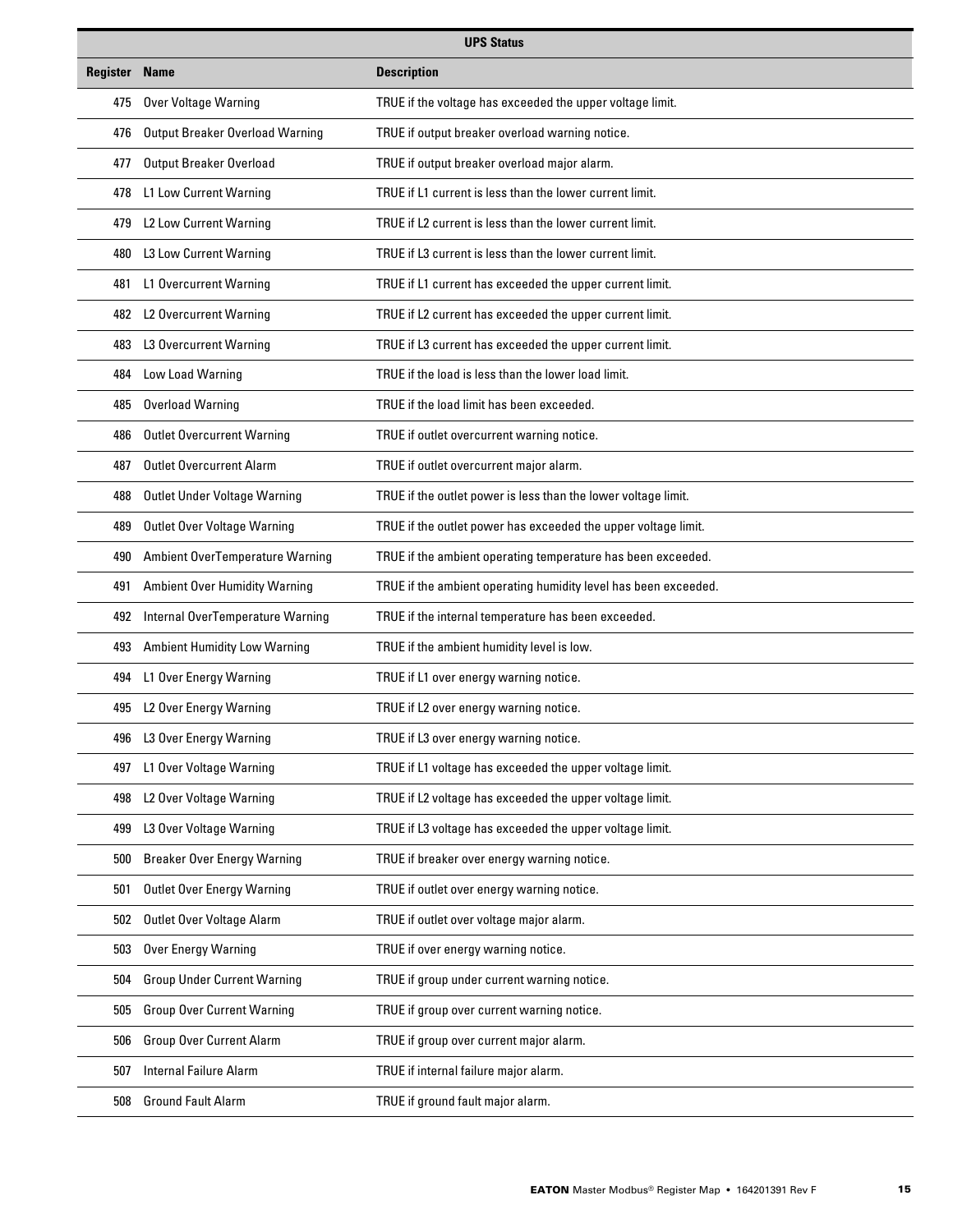| UPS Status | | |
|---|---|---|
| **Register** | **Name** | **Description** |
| 475 | Over Voltage Warning | TRUE if the voltage has exceeded the upper voltage limit. |
| 476 | Output Breaker Overload Warning | TRUE if output breaker overload warning notice. |
| 477 | Output Breaker Overload | TRUE if output breaker overload major alarm. |
| 478 | L1 Low Current Warning | TRUE if L1 current is less than the lower current limit. |
| 479 | L2 Low Current Warning | TRUE if L2 current is less than the lower current limit. |
| 480 | L3 Low Current Warning | TRUE if L3 current is less than the lower current limit. |
| 481 | L1 Overcurrent Warning | TRUE if L1 current has exceeded the upper current limit. |
| 482 | L2 Overcurrent Warning | TRUE if L2 current has exceeded the upper current limit. |
| 483 | L3 Overcurrent Warning | TRUE if L3 current has exceeded the upper current limit. |
| 484 | Low Load Warning | TRUE if the load is less than the lower load limit. |
| 485 | Overload Warning | TRUE if the load limit has been exceeded. |
| 486 | Outlet Overcurrent Warning | TRUE if outlet overcurrent warning notice. |
| 487 | Outlet Overcurrent Alarm | TRUE if outlet overcurrent major alarm. |
| 488 | Outlet Under Voltage Warning | TRUE if the outlet power is less than the lower voltage limit. |
| 489 | Outlet Over Voltage Warning | TRUE if the outlet power has exceeded the upper voltage limit. |
| 490 | Ambient OverTemperature Warning | TRUE if the ambient operating temperature has been exceeded. |
| 491 | Ambient Over Humidity Warning | TRUE if the ambient operating humidity level has been exceeded. |
| 492 | Internal OverTemperature Warning | TRUE if the internal temperature has been exceeded. |
| 493 | Ambient Humidity Low Warning | TRUE if the ambient humidity level is low. |
| 494 | L1 Over Energy Warning | TRUE if L1 over energy warning notice. |
| 495 | L2 Over Energy Warning | TRUE if L2 over energy warning notice. |
| 496 | L3 Over Energy Warning | TRUE if L3 over energy warning notice. |
| 497 | L1 Over Voltage Warning | TRUE if L1 voltage has exceeded the upper voltage limit. |
| 498 | L2 Over Voltage Warning | TRUE if L2 voltage has exceeded the upper voltage limit. |
| 499 | L3 Over Voltage Warning | TRUE if L3 voltage has exceeded the upper voltage limit. |
| 500 | Breaker Over Energy Warning | TRUE if breaker over energy warning notice. |
| 501 | Outlet Over Energy Warning | TRUE if outlet over energy warning notice. |
| 502 | Outlet Over Voltage Alarm | TRUE if outlet over voltage major alarm. |
| 503 | Over Energy Warning | TRUE if over energy warning notice. |
| 504 | Group Under Current Warning | TRUE if group under current warning notice. |
| 505 | Group Over Current Warning | TRUE if group over current warning notice. |
| 506 | Group Over Current Alarm | TRUE if group over current major alarm. |
| 507 | Internal Failure Alarm | TRUE if internal failure major alarm. |
| 508 | Ground Fault Alarm | TRUE if ground fault major alarm. |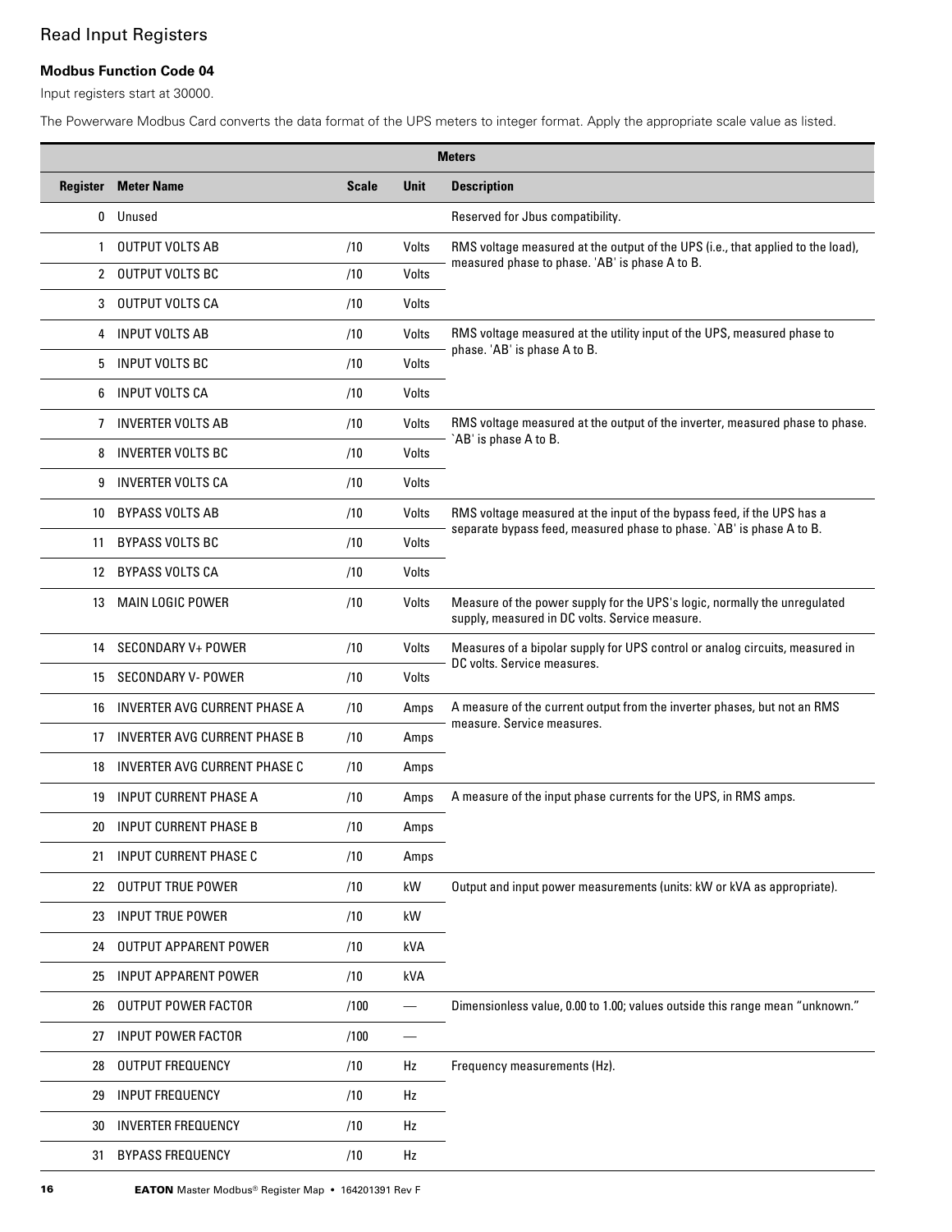## Read Input Registers

### Modbus Function Code 04

Input registers start at 30000.

The Powerware Modbus Card converts the data format of the UPS meters to integer format. Apply the appropriate scale value as listed.

| Meters | | | | |
|---|---|---|---|---|
| **Register** | **Meter Name** | **Scale** | **Unit** | **Description** |
| 0 | Unused | | | Reserved for Jbus compatibility. |
| 1 | OUTPUT VOLTS AB | /10 | Volts | RMS voltage measured at the output of the UPS (i.e., that applied to the load), measured phase to phase. 'AB' is phase A to B. |
| 2 | OUTPUT VOLTS BC | /10 | Volts | |
| 3 | OUTPUT VOLTS CA | /10 | Volts | |
| 4 | INPUT VOLTS AB | /10 | Volts | RMS voltage measured at the utility input of the UPS, measured phase to phase. 'AB' is phase A to B. |
| 5 | INPUT VOLTS BC | /10 | Volts | |
| 6 | INPUT VOLTS CA | /10 | Volts | |
| 7 | INVERTER VOLTS AB | /10 | Volts | RMS voltage measured at the output of the inverter, measured phase to phase. `AB' is phase A to B. |
| 8 | INVERTER VOLTS BC | /10 | Volts | |
| 9 | INVERTER VOLTS CA | /10 | Volts | |
| 10 | BYPASS VOLTS AB | /10 | Volts | RMS voltage measured at the input of the bypass feed, if the UPS has a separate bypass feed, measured phase to phase. `AB' is phase A to B. |
| 11 | BYPASS VOLTS BC | /10 | Volts | |
| 12 | BYPASS VOLTS CA | /10 | Volts | |
| 13 | MAIN LOGIC POWER | /10 | Volts | Measure of the power supply for the UPS's logic, normally the unregulated supply, measured in DC volts. Service measure. |
| 14 | SECONDARY V+ POWER | /10 | Volts | Measures of a bipolar supply for UPS control or analog circuits, measured in DC volts. Service measures. |
| 15 | SECONDARY V- POWER | /10 | Volts | |
| 16 | INVERTER AVG CURRENT PHASE A | /10 | Amps | A measure of the current output from the inverter phases, but not an RMS measure. Service measures. |
| 17 | INVERTER AVG CURRENT PHASE B | /10 | Amps | |
| 18 | INVERTER AVG CURRENT PHASE C | /10 | Amps | |
| 19 | INPUT CURRENT PHASE A | /10 | Amps | A measure of the input phase currents for the UPS, in RMS amps. |
| 20 | INPUT CURRENT PHASE B | /10 | Amps | |
| 21 | INPUT CURRENT PHASE C | /10 | Amps | |
| 22 | OUTPUT TRUE POWER | /10 | kW | Output and input power measurements (units: kW or kVA as appropriate). |
| 23 | INPUT TRUE POWER | /10 | kW | |
| 24 | OUTPUT APPARENT POWER | /10 | kVA | |
| 25 | INPUT APPARENT POWER | /10 | kVA | |
| 26 | OUTPUT POWER FACTOR | /100 | — | Dimensionless value, 0.00 to 1.00; values outside this range mean "unknown." |
| 27 | INPUT POWER FACTOR | /100 | — | |
| 28 | OUTPUT FREQUENCY | /10 | Hz | Frequency measurements (Hz). |
| 29 | INPUT FREQUENCY | /10 | Hz | |
| 30 | INVERTER FREQUENCY | /10 | Hz | |
| 31 | BYPASS FREQUENCY | /10 | Hz | |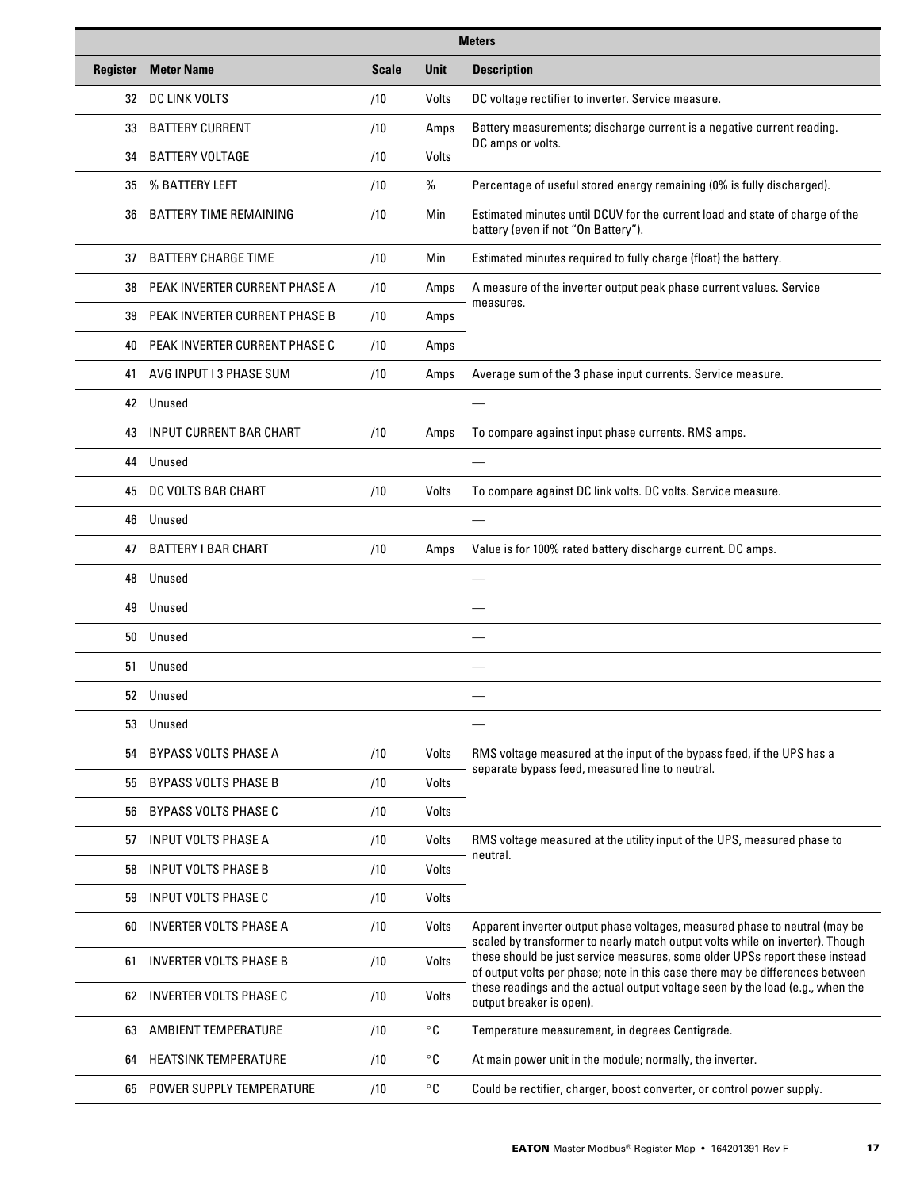| Meters | | | | |
|---|---|---|---|---|
| **Register** | **Meter Name** | **Scale** | **Unit** | **Description** |
| 32 | DC LINK VOLTS | /10 | Volts | DC voltage rectifier to inverter. Service measure. |
| 33 | BATTERY CURRENT | /10 | Amps | Battery measurements; discharge current is a negative current reading. DC amps or volts. |
| 34 | BATTERY VOLTAGE | /10 | Volts | |
| 35 | % BATTERY LEFT | /10 | % | Percentage of useful stored energy remaining (0% is fully discharged). |
| 36 | BATTERY TIME REMAINING | /10 | Min | Estimated minutes until DCUV for the current load and state of charge of the battery (even if not "On Battery"). |
| 37 | BATTERY CHARGE TIME | /10 | Min | Estimated minutes required to fully charge (float) the battery. |
| 38 | PEAK INVERTER CURRENT PHASE A | /10 | Amps | A measure of the inverter output peak phase current values. Service measures. |
| 39 | PEAK INVERTER CURRENT PHASE B | /10 | Amps | |
| 40 | PEAK INVERTER CURRENT PHASE C | /10 | Amps | |
| 41 | AVG INPUT I 3 PHASE SUM | /10 | Amps | Average sum of the 3 phase input currents. Service measure. |
| 42 | Unused | | | — |
| 43 | INPUT CURRENT BAR CHART | /10 | Amps | To compare against input phase currents. RMS amps. |
| 44 | Unused | | | — |
| 45 | DC VOLTS BAR CHART | /10 | Volts | To compare against DC link volts. DC volts. Service measure. |
| 46 | Unused | | | — |
| 47 | BATTERY I BAR CHART | /10 | Amps | Value is for 100% rated battery discharge current. DC amps. |
| 48 | Unused | | | — |
| 49 | Unused | | | — |
| 50 | Unused | | | — |
| 51 | Unused | | | — |
| 52 | Unused | | | — |
| 53 | Unused | | | — |
| 54 | BYPASS VOLTS PHASE A | /10 | Volts | RMS voltage measured at the input of the bypass feed, if the UPS has a separate bypass feed, measured line to neutral. |
| 55 | BYPASS VOLTS PHASE B | /10 | Volts | |
| 56 | BYPASS VOLTS PHASE C | /10 | Volts | |
| 57 | INPUT VOLTS PHASE A | /10 | Volts | RMS voltage measured at the utility input of the UPS, measured phase to neutral. |
| 58 | INPUT VOLTS PHASE B | /10 | Volts | |
| 59 | INPUT VOLTS PHASE C | /10 | Volts | |
| 60 | INVERTER VOLTS PHASE A | /10 | Volts | Apparent inverter output phase voltages, measured phase to neutral (may be scaled by transformer to nearly match output volts while on inverter). Though these should be just service measures, some older UPSs report these instead of output volts per phase; note in this case there may be differences between these readings and the actual output voltage seen by the load (e.g., when the output breaker is open). |
| 61 | INVERTER VOLTS PHASE B | /10 | Volts | |
| 62 | INVERTER VOLTS PHASE C | /10 | Volts | |
| 63 | AMBIENT TEMPERATURE | /10 | °C | Temperature measurement, in degrees Centigrade. |
| 64 | HEATSINK TEMPERATURE | /10 | °C | At main power unit in the module; normally, the inverter. |
| 65 | POWER SUPPLY TEMPERATURE | /10 | °C | Could be rectifier, charger, boost converter, or control power supply. |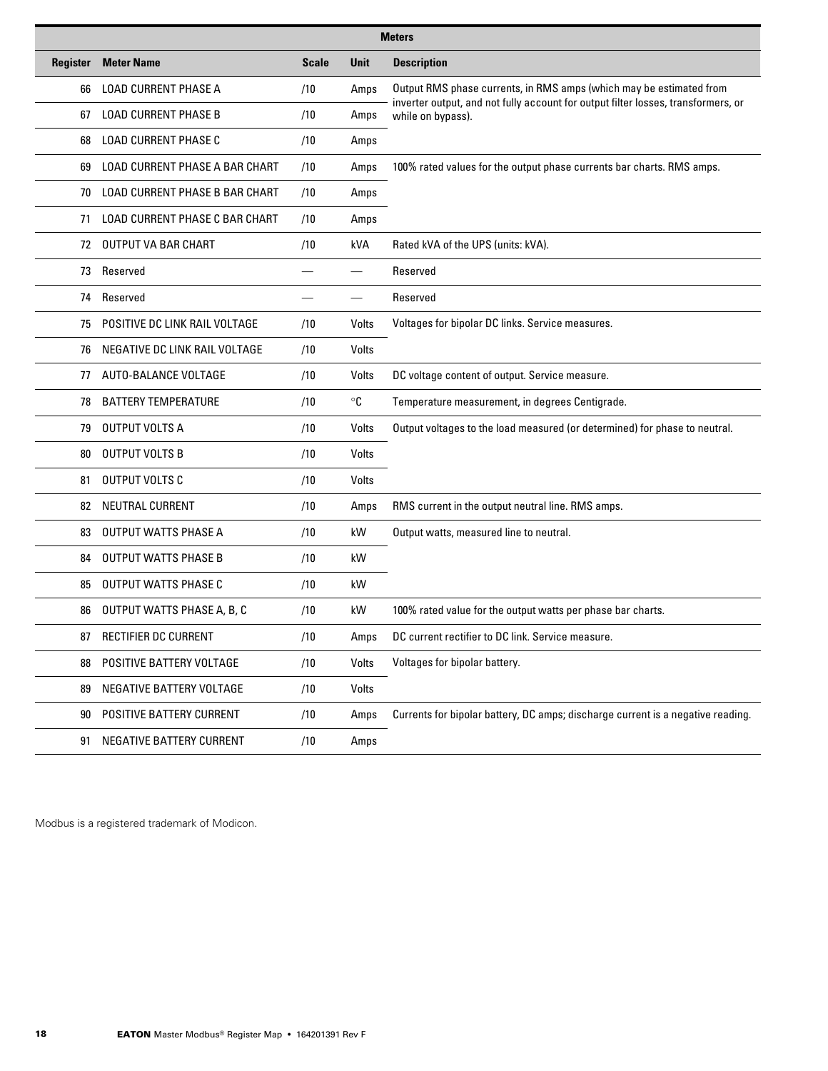| Meters | | | | |
|---|---|---|---|---|
| **Register** | **Meter Name** | **Scale** | **Unit** | **Description** |
| 66 | LOAD CURRENT PHASE A | /10 | Amps | Output RMS phase currents, in RMS amps (which may be estimated from inverter output, and not fully account for output filter losses, transformers, or while on bypass). |
| 67 | LOAD CURRENT PHASE B | /10 | Amps | |
| 68 | LOAD CURRENT PHASE C | /10 | Amps | |
| 69 | LOAD CURRENT PHASE A BAR CHART | /10 | Amps | 100% rated values for the output phase currents bar charts. RMS amps. |
| 70 | LOAD CURRENT PHASE B BAR CHART | /10 | Amps | |
| 71 | LOAD CURRENT PHASE C BAR CHART | /10 | Amps | |
| 72 | OUTPUT VA BAR CHART | /10 | kVA | Rated kVA of the UPS (units: kVA). |
| 73 | Reserved | — | — | Reserved |
| 74 | Reserved | — | — | Reserved |
| 75 | POSITIVE DC LINK RAIL VOLTAGE | /10 | Volts | Voltages for bipolar DC links. Service measures. |
| 76 | NEGATIVE DC LINK RAIL VOLTAGE | /10 | Volts | |
| 77 | AUTO-BALANCE VOLTAGE | /10 | Volts | DC voltage content of output. Service measure. |
| 78 | BATTERY TEMPERATURE | /10 | °C | Temperature measurement, in degrees Centigrade. |
| 79 | OUTPUT VOLTS A | /10 | Volts | Output voltages to the load measured (or determined) for phase to neutral. |
| 80 | OUTPUT VOLTS B | /10 | Volts | |
| 81 | OUTPUT VOLTS C | /10 | Volts | |
| 82 | NEUTRAL CURRENT | /10 | Amps | RMS current in the output neutral line. RMS amps. |
| 83 | OUTPUT WATTS PHASE A | /10 | kW | Output watts, measured line to neutral. |
| 84 | OUTPUT WATTS PHASE B | /10 | kW | |
| 85 | OUTPUT WATTS PHASE C | /10 | kW | |
| 86 | OUTPUT WATTS PHASE A, B, C | /10 | kW | 100% rated value for the output watts per phase bar charts. |
| 87 | RECTIFIER DC CURRENT | /10 | Amps | DC current rectifier to DC link. Service measure. |
| 88 | POSITIVE BATTERY VOLTAGE | /10 | Volts | Voltages for bipolar battery. |
| 89 | NEGATIVE BATTERY VOLTAGE | /10 | Volts | |
| 90 | POSITIVE BATTERY CURRENT | /10 | Amps | Currents for bipolar battery, DC amps; discharge current is a negative reading. |
| 91 | NEGATIVE BATTERY CURRENT | /10 | Amps | |

Modbus is a registered trademark of Modicon.